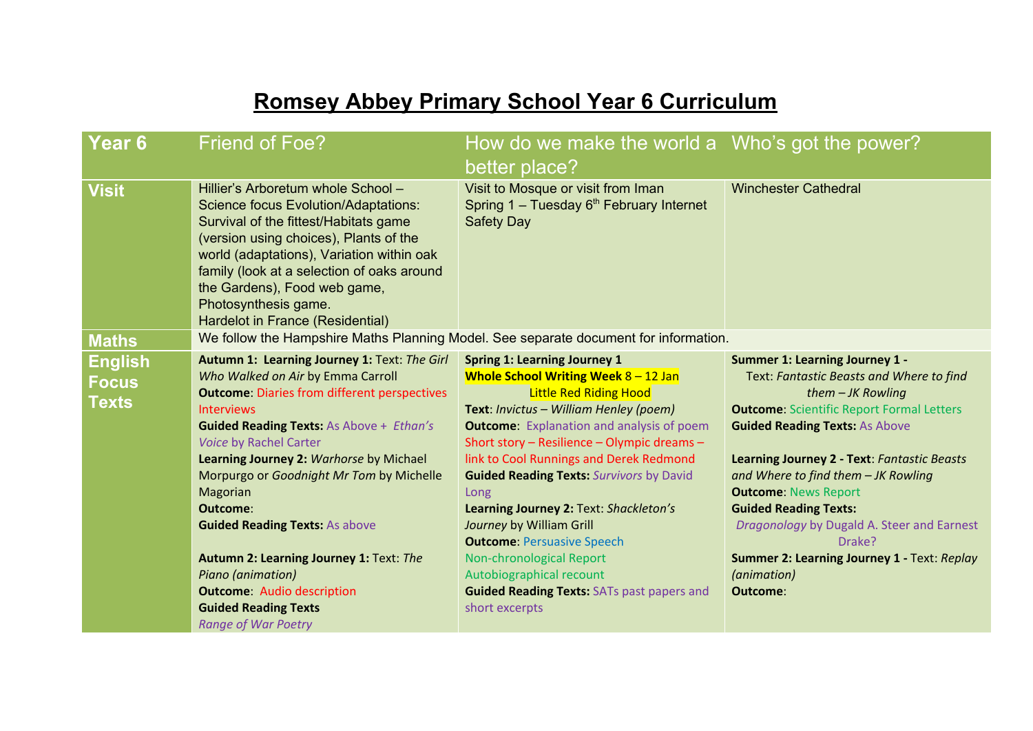# Romsey Abbey Primary School Year 6 Curriculum

| Year 6 | Friend of Foe? | How do we make the world a better place? | Who's got the power? |
|---|---|---|---|
| **Visit** | Hillier's Arboretum whole School – Science focus Evolution/Adaptations: Survival of the fittest/Habitats game (version using choices), Plants of the world (adaptations), Variation within oak family (look at a selection of oaks around the Gardens), Food web game, Photosynthesis game.<br>Hardelot in France (Residential) | Visit to Mosque or visit from Iman<br>Spring 1 – Tuesday 6th February Internet Safety Day | Winchester Cathedral |
| **Maths** | We follow the Hampshire Maths Planning Model. See separate document for information. | | |
| **English Focus Texts** | **Autumn 1: Learning Journey 1:** Text: *The Girl Who Walked on Air* by Emma Carroll<br>**Outcome**: Diaries from different perspectives Interviews<br>**Guided Reading Texts:** As Above + *Ethan's Voice* by Rachel Carter<br>**Learning Journey 2:** *Warhorse* by Michael Morpurgo or *Goodnight Mr Tom* by Michelle Magorian<br>**Outcome**:<br>**Guided Reading Texts:** As above<br><br>**Autumn 2: Learning Journey 1:** Text: *The Piano (animation)*<br>**Outcome**: Audio description<br>**Guided Reading Texts**<br>*Range of War Poetry* | **Spring 1: Learning Journey 1**<br>**Whole School Writing Week** 8 – 12 Jan Little Red Riding Hood<br>**Text**: *Invictus – William Henley (poem)*<br>**Outcome**: Explanation and analysis of poem<br>Short story – Resilience – Olympic dreams – link to Cool Runnings and Derek Redmond<br>**Guided Reading Texts:** *Survivors* by David Long<br>**Learning Journey 2:** Text: *Shackleton's Journey* by William Grill<br>**Outcome**: Persuasive Speech<br>Non-chronological Report<br>Autobiographical recount<br>**Guided Reading Texts:** SATs past papers and short excerpts | **Summer 1: Learning Journey 1 -**<br>Text: *Fantastic Beasts and Where to find them – JK Rowling*<br>**Outcome**: Scientific Report Formal Letters<br>**Guided Reading Texts:** As Above<br><br>**Learning Journey 2 - Text**: *Fantastic Beasts and Where to find them – JK Rowling*<br>**Outcome**: News Report<br>**Guided Reading Texts:**<br>*Dragonology* by Dugald A. Steer and Earnest Drake?<br>**Summer 2: Learning Journey 1 -** Text: *Replay (animation)*<br>**Outcome**: |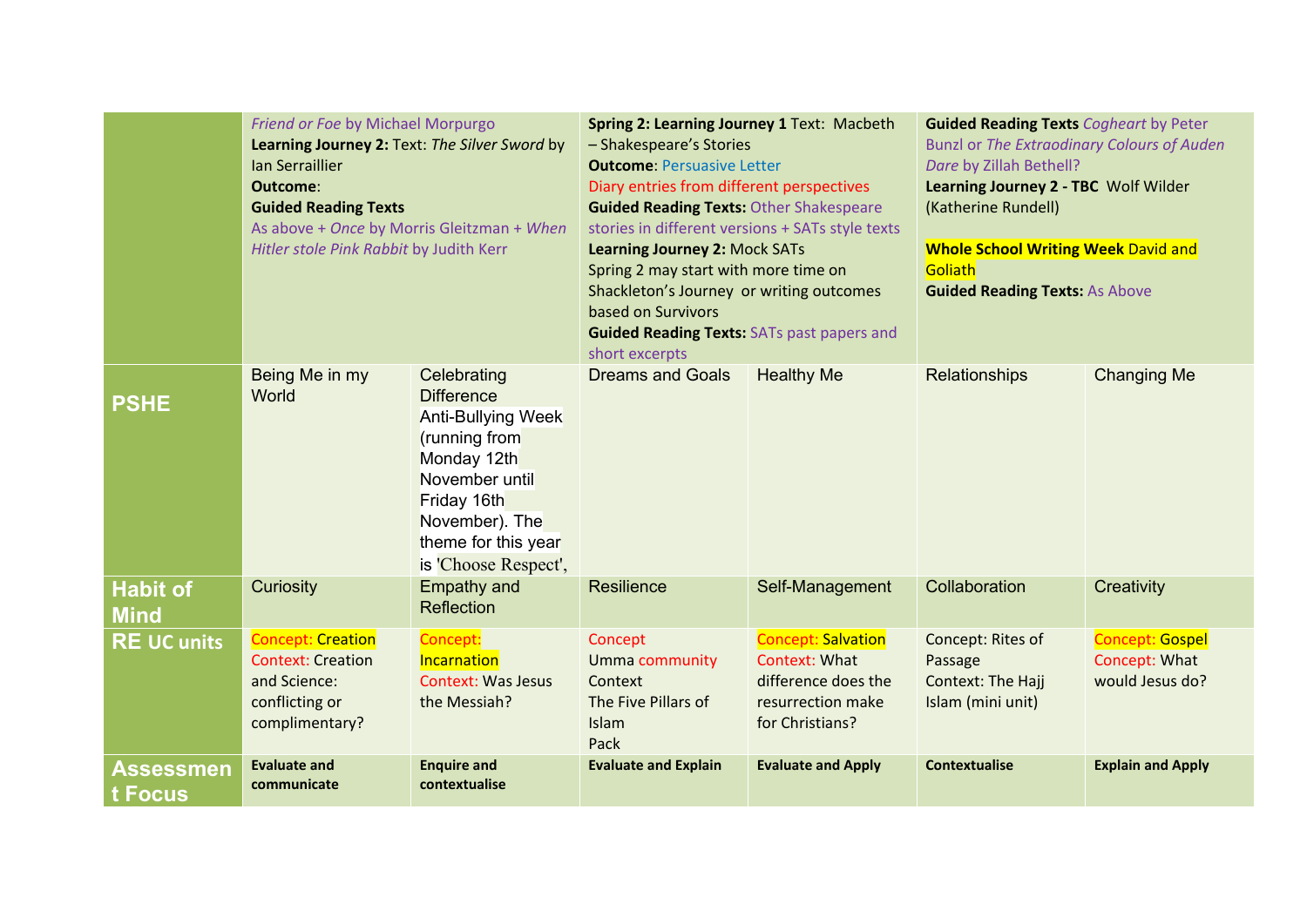| | | | | | | |
|---|---|---|---|---|---|---|
| | *Friend or Foe* by Michael Morpurgo<br>**Learning Journey 2:** Text: *The Silver Sword* by Ian Serraillier<br>**Outcome**:<br>**Guided Reading Texts**<br>As above + *Once* by Morris Gleitzman + *When Hitler stole Pink Rabbit* by Judith Kerr | | **Spring 2: Learning Journey 1** Text: Macbeth – Shakespeare's Stories<br>**Outcome**: Persuasive Letter<br>Diary entries from different perspectives<br>**Guided Reading Texts:** Other Shakespeare stories in different versions + SATs style texts<br>**Learning Journey 2:** Mock SATs<br>Spring 2 may start with more time on Shackleton's Journey or writing outcomes based on Survivors<br>**Guided Reading Texts:** SATs past papers and short excerpts | | **Guided Reading Texts** *Cogheart* by Peter Bunzl or *The Extraordinary Colours of Auden Dare* by Zillah Bethell?<br>**Learning Journey 2 - TBC** Wolf Wilder (Katherine Rundell)<br><br>**Whole School Writing Week** David and Goliath<br>**Guided Reading Texts:** As Above | |
| **PSHE** | Being Me in my World | Celebrating Difference<br>Anti-Bullying Week (running from Monday 12th November until Friday 16th November). The theme for this year is 'Choose Respect', | Dreams and Goals | Healthy Me | Relationships | Changing Me |
| **Habit of Mind** | Curiosity | Empathy and Reflection | Resilience | Self-Management | Collaboration | Creativity |
| **RE UC units** | Concept: Creation<br>Context: Creation and Science: conflicting or complimentary? | Concept: Incarnation<br>Context: Was Jesus the Messiah? | Concept<br>Umma community<br>Context<br>The Five Pillars of Islam<br>Pack | Concept: Salvation<br>Context: What difference does the resurrection make for Christians? | Concept: Rites of Passage<br>Context: The Hajj<br>Islam (mini unit) | Concept: Gospel<br>Concept: What would Jesus do? |
| **Assessment Focus** | **Evaluate and communicate** | **Enquire and contextualise** | **Evaluate and Explain** | **Evaluate and Apply** | **Contextualise** | **Explain and Apply** |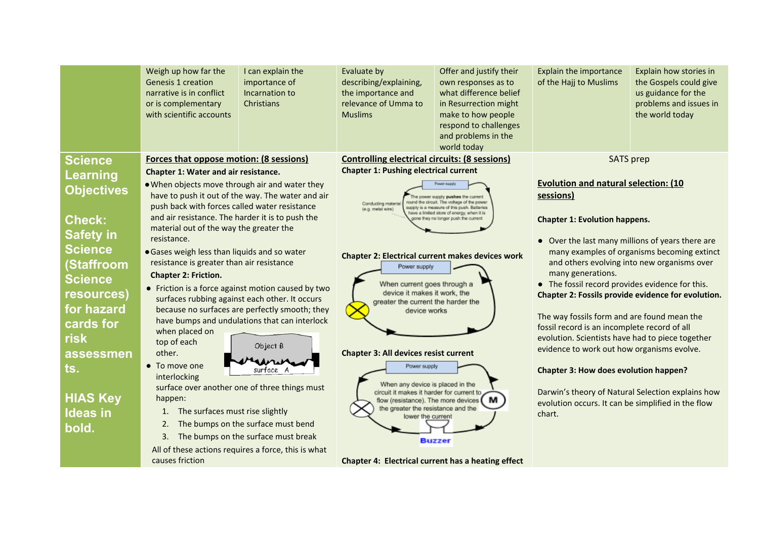| | | | | | | |
|---|---|---|---|---|---|---|
| | Weigh up how far the Genesis 1 creation narrative is in conflict or is complementary with scientific accounts | I can explain the importance of Incarnation to Christians | Evaluate by describing/explaining, the importance and relevance of Umma to Muslims | Offer and justify their own responses as to what difference belief in Resurrection might make to how people respond to challenges and problems in the world today | Explain the importance of the Hajj to Muslims | Explain how stories in the Gospels could give us guidance for the problems and issues in the world today |
| **Science Learning Objectives**<br><br>**Check: Safety in Science (Staffroom Science resources) for hazard cards for risk assessments.**<br><br>**HIAS Key Ideas in bold.** | **Forces that oppose motion: (8 sessions)**<br>**Chapter 1: Water and air resistance.**<br>• When objects move through air and water they have to push it out of the way. The water and air push back with forces called water resistance and air resistance. The harder it is to push the material out of the way the greater the resistance.<br>• Gases weigh less than liquids and so water resistance is greater than air resistance<br>**Chapter 2: Friction.**<br>• Friction is a force against motion caused by two surfaces rubbing against each other. It occurs because no surfaces are perfectly smooth; they have bumps and undulations that can interlock when placed on top of each other.<br>Object B<br>surface A<br>• To move one interlocking surface over another one of three things must happen:<br>1. The surfaces must rise slightly<br>2. The bumps on the surface must bend<br>3. The bumps on the surface must break<br>All of these actions requires a force, this is what causes friction | | **Controlling electrical circuits: (8 sessions)**<br>**Chapter 1: Pushing electrical current**<br>Power supply<br>Conducting material (e.g. metal wire)<br>The power supply **pushes** the current round the circuit. The voltage of the power supply is a measure of this push. Batteries have a limited store of energy, when it is gone they no longer push the current<br><br>**Chapter 2: Electrical current makes devices work**<br>Power supply<br>When current goes through a device it makes it work, the greater the current the harder the device works<br><br>**Chapter 3: All devices resist current**<br>Power supply<br>When any device is placed in the circuit it makes it harder for current to flow (resistance). The more devices the greater the resistance and the lower the current<br>M<br>Buzzer<br><br>**Chapter 4: Electrical current has a heating effect** | | SATS prep<br><br>**Evolution and natural selection: (10 sessions)**<br><br>**Chapter 1: Evolution happens.**<br>• Over the last many millions of years there are many examples of organisms becoming extinct and others evolving into new organisms over many generations.<br>• The fossil record provides evidence for this.<br>**Chapter 2: Fossils provide evidence for evolution.**<br><br>The way fossils form and are found mean the fossil record is an incomplete record of all evolution. Scientists have had to piece together evidence to work out how organisms evolve.<br><br>**Chapter 3: How does evolution happen?**<br><br>Darwin's theory of Natural Selection explains how evolution occurs. It can be simplified in the flow chart. | |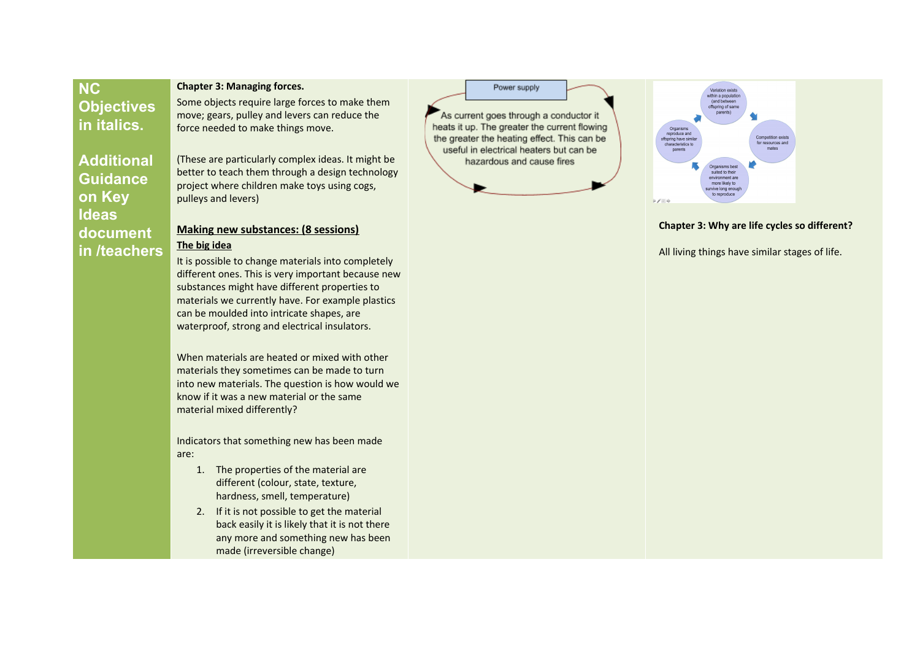| NC Objectives in italics. Additional Guidance on Key Ideas document in /teachers | **Chapter 3: Managing forces.**<br><br>Some objects require large forces to make them move; gears, pulley and levers can reduce the force needed to make things move.<br><br>(These are particularly complex ideas. It might be better to teach them through a design technology project where children make toys using cogs, pulleys and levers)<br><br>**Making new substances: (8 sessions)**<br><br>**The big idea**<br><br>It is possible to change materials into completely different ones. This is very important because new substances might have different properties to materials we currently have. For example plastics can be moulded into intricate shapes, are waterproof, strong and electrical insulators.<br><br>When materials are heated or mixed with other materials they sometimes can be made to turn into new materials. The question is how would we know if it was a new material or the same material mixed differently?<br><br>Indicators that something new has been made are:<br><br>1. The properties of the material are different (colour, state, texture, hardness, smell, temperature)<br>2. If it is not possible to get the material back easily it is likely that it is not there any more and something new has been made (irreversible change) | Power supply<br><br>As current goes through a conductor it heats it up. The greater the current flowing the greater the heating effect. This can be useful in electrical heaters but can be hazardous and cause fires | Variation exists within a population (and between offspring of same parents)<br><br>Competition exists for resources and mates<br><br>Organisms best suited to their environment are more likely to survive long enough to reproduce<br><br>Organisms reproduce and offspring have similar characteristics to parents<br><br>**Chapter 3: Why are life cycles so different?**<br><br>All living things have similar stages of life. |
|---|---|---|---|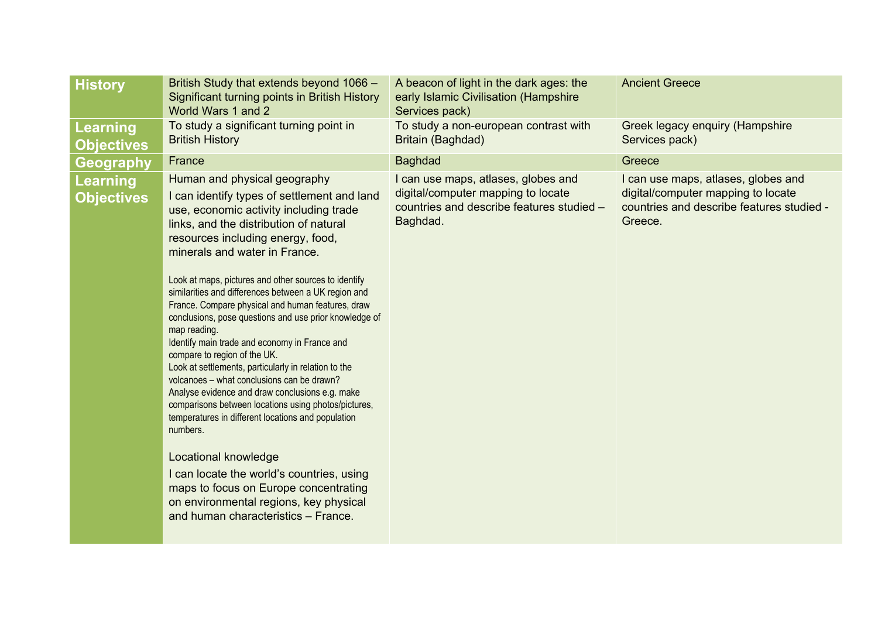| History | British Study that extends beyond 1066 – Significant turning points in British History World Wars 1 and 2 | A beacon of light in the dark ages: the early Islamic Civilisation (Hampshire Services pack) | Ancient Greece |
|---|---|---|---|
| **Learning Objectives** | To study a significant turning point in British History | To study a non-european contrast with Britain (Baghdad) | Greek legacy enquiry (Hampshire Services pack) |
| **Geography** | France | Baghdad | Greece |
| **Learning Objectives** | Human and physical geography<br><br>I can identify types of settlement and land use, economic activity including trade links, and the distribution of natural resources including energy, food, minerals and water in France.<br><br>Look at maps, pictures and other sources to identify similarities and differences between a UK region and France. Compare physical and human features, draw conclusions, pose questions and use prior knowledge of map reading.<br>Identify main trade and economy in France and compare to region of the UK.<br>Look at settlements, particularly in relation to the volcanoes – what conclusions can be drawn?<br>Analyse evidence and draw conclusions e.g. make comparisons between locations using photos/pictures, temperatures in different locations and population numbers.<br><br>Locational knowledge<br><br>I can locate the world's countries, using maps to focus on Europe concentrating on environmental regions, key physical and human characteristics – France. | I can use maps, atlases, globes and digital/computer mapping to locate countries and describe features studied – Baghdad. | I can use maps, atlases, globes and digital/computer mapping to locate countries and describe features studied - Greece. |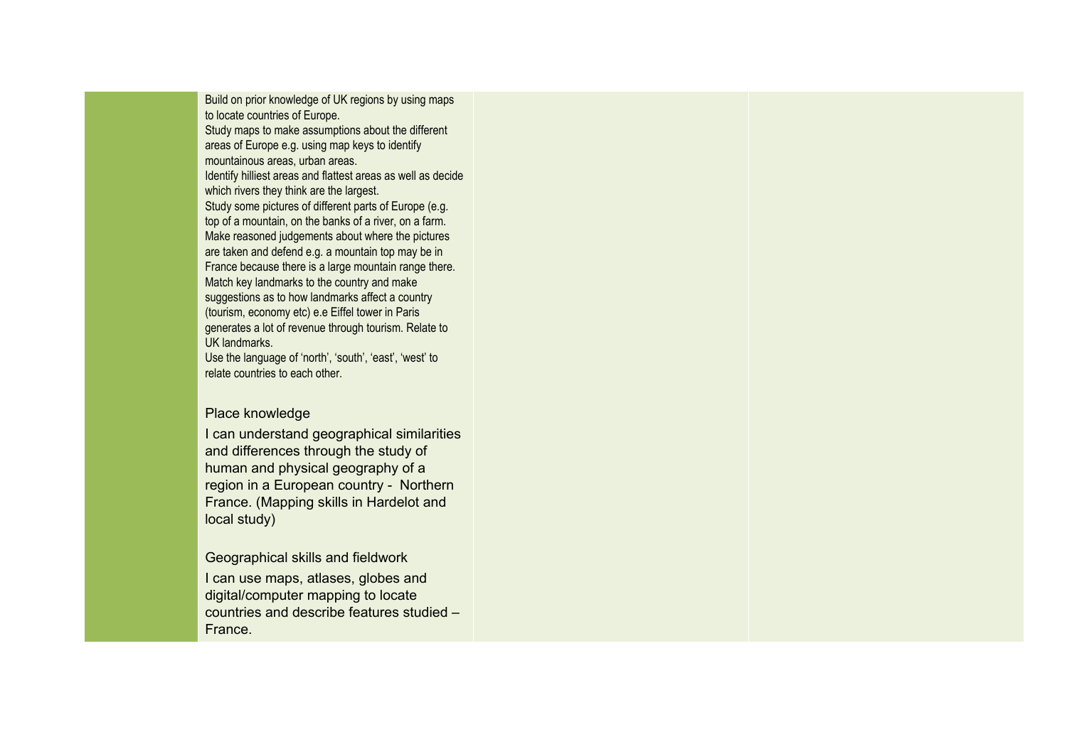| | | | |
|---|---|---|---|
| | Build on prior knowledge of UK regions by using maps to locate countries of Europe.<br>Study maps to make assumptions about the different areas of Europe e.g. using map keys to identify mountainous areas, urban areas.<br>Identify hilliest areas and flattest areas as well as decide which rivers they think are the largest.<br>Study some pictures of different parts of Europe (e.g. top of a mountain, on the banks of a river, on a farm. Make reasoned judgements about where the pictures are taken and defend e.g. a mountain top may be in France because there is a large mountain range there.<br>Match key landmarks to the country and make suggestions as to how landmarks affect a country (tourism, economy etc) e.e Eiffel tower in Paris generates a lot of revenue through tourism. Relate to UK landmarks.<br>Use the language of 'north', 'south', 'east', 'west' to relate countries to each other.<br><br>Place knowledge<br>I can understand geographical similarities and differences through the study of human and physical geography of a region in a European country - Northern France. (Mapping skills in Hardelot and local study)<br><br>Geographical skills and fieldwork<br>I can use maps, atlases, globes and digital/computer mapping to locate countries and describe features studied – France. | | |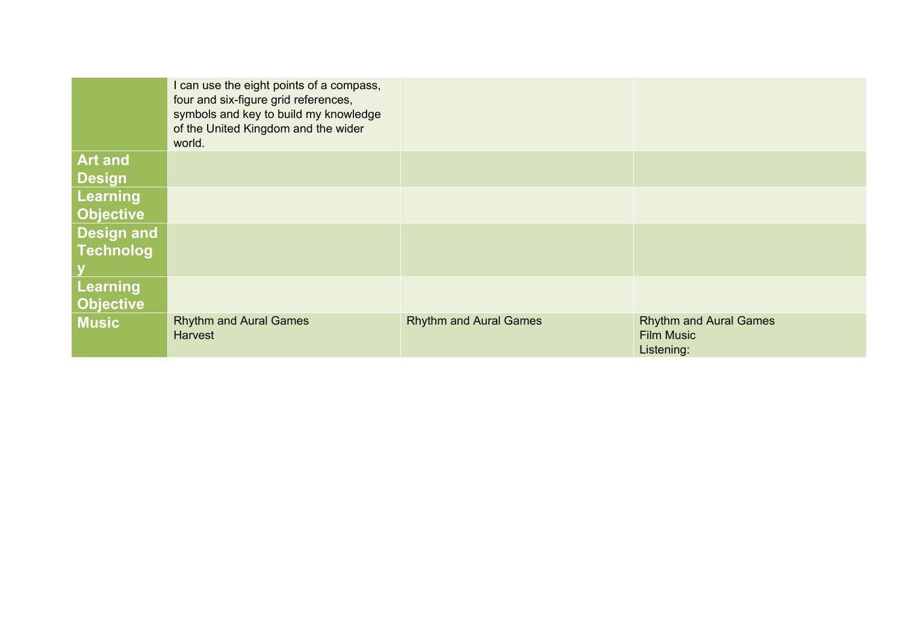| | | | |
|---|---|---|---|
| | I can use the eight points of a compass, four and six-figure grid references, symbols and key to build my knowledge of the United Kingdom and the wider world. | | |
| **Art and Design** | | | |
| **Learning Objective** | | | |
| **Design and Technology** | | | |
| **Learning Objective** | | | |
| **Music** | Rhythm and Aural Games<br>Harvest | Rhythm and Aural Games | Rhythm and Aural Games<br>Film Music<br>Listening: |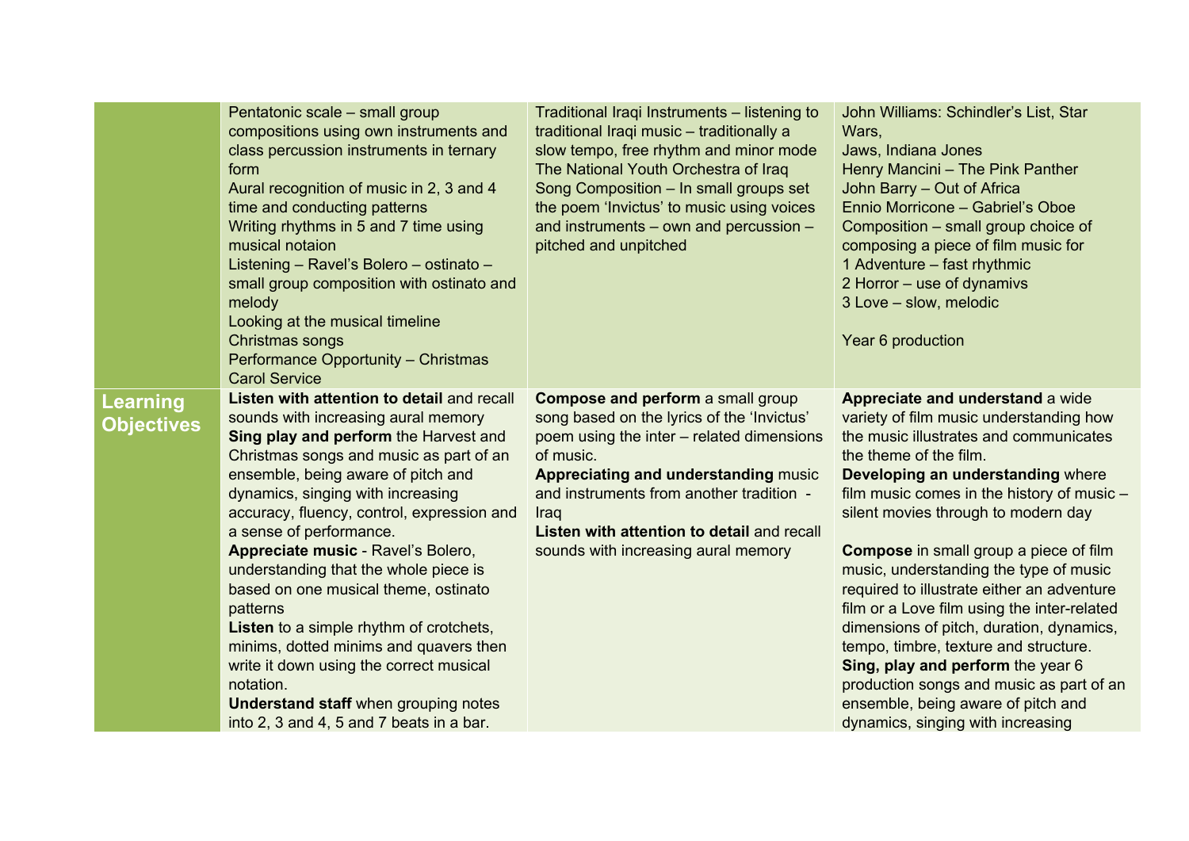| | | | |
|---|---|---|---|
| | Pentatonic scale – small group compositions using own instruments and class percussion instruments in ternary form<br>Aural recognition of music in 2, 3 and 4 time and conducting patterns<br>Writing rhythms in 5 and 7 time using musical notaion<br>Listening – Ravel's Bolero – ostinato – small group composition with ostinato and melody<br>Looking at the musical timeline<br>Christmas songs<br>Performance Opportunity – Christmas Carol Service | Traditional Iraqi Instruments – listening to traditional Iraqi music – traditionally a slow tempo, free rhythm and minor mode<br>The National Youth Orchestra of Iraq<br>Song Composition – In small groups set the poem 'Invictus' to music using voices and instruments – own and percussion – pitched and unpitched | John Williams: Schindler's List, Star Wars,<br>Jaws, Indiana Jones<br>Henry Mancini – The Pink Panther<br>John Barry – Out of Africa<br>Ennio Morricone – Gabriel's Oboe<br>Composition – small group choice of composing a piece of film music for<br>1 Adventure – fast rhythmic<br>2 Horror – use of dynamivs<br>3 Love – slow, melodic<br><br>Year 6 production |
| **Learning Objectives** | **Listen with attention to detail** and recall sounds with increasing aural memory<br>**Sing play and perform** the Harvest and Christmas songs and music as part of an ensemble, being aware of pitch and dynamics, singing with increasing accuracy, fluency, control, expression and a sense of performance.<br>**Appreciate music** - Ravel's Bolero, understanding that the whole piece is based on one musical theme, ostinato patterns<br>**Listen** to a simple rhythm of crotchets, minims, dotted minims and quavers then write it down using the correct musical notation.<br>**Understand staff** when grouping notes into 2, 3 and 4, 5 and 7 beats in a bar. | **Compose and perform** a small group song based on the lyrics of the 'Invictus' poem using the inter – related dimensions of music.<br>**Appreciating and understanding** music and instruments from another tradition - Iraq<br>**Listen with attention to detail** and recall sounds with increasing aural memory | **Appreciate and understand** a wide variety of film music understanding how the music illustrates and communicates the theme of the film.<br>**Developing an understanding** where film music comes in the history of music – silent movies through to modern day<br><br>**Compose** in small group a piece of film music, understanding the type of music required to illustrate either an adventure film or a Love film using the inter-related dimensions of pitch, duration, dynamics, tempo, timbre, texture and structure.<br>**Sing, play and perform** the year 6 production songs and music as part of an ensemble, being aware of pitch and dynamics, singing with increasing |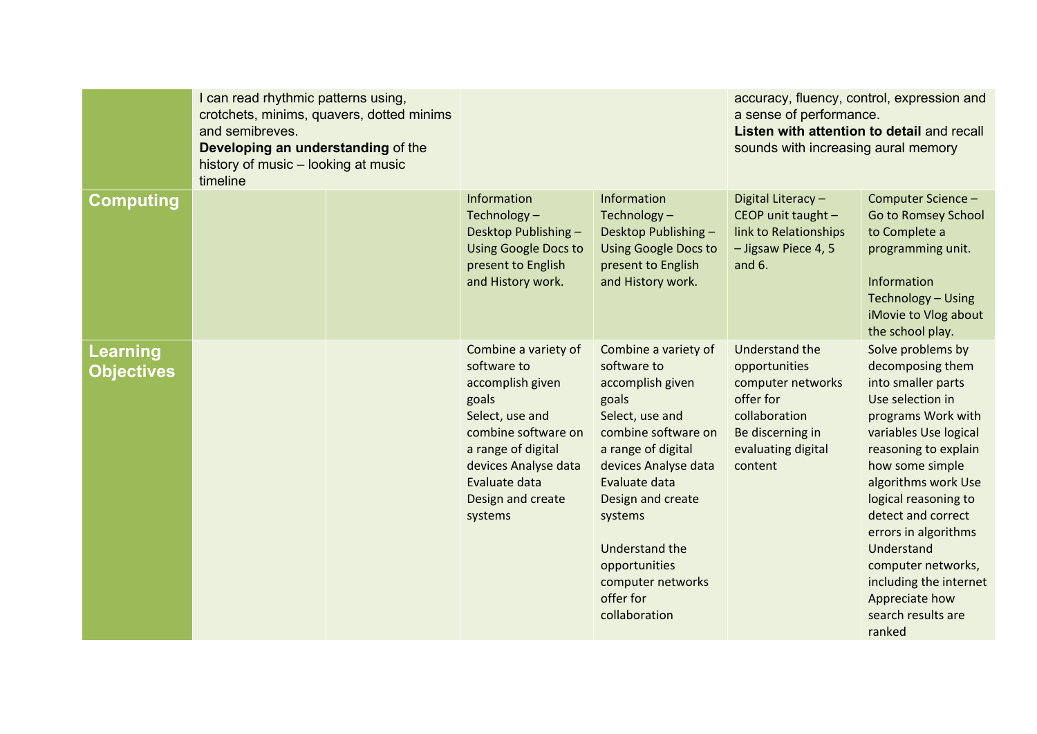| | | | | | | |
|---|---|---|---|---|---|---|
| | I can read rhythmic patterns using, crotchets, minims, quavers, dotted minims and semibreves.<br>**Developing an understanding** of the history of music – looking at music timeline | | | | accuracy, fluency, control, expression and a sense of performance.<br>**Listen with attention to detail** and recall sounds with increasing aural memory | |
| **Computing** | | | Information Technology – Desktop Publishing – Using Google Docs to present to English and History work. | Information Technology – Desktop Publishing – Using Google Docs to present to English and History work. | Digital Literacy – CEOP unit taught – link to Relationships – Jigsaw Piece 4, 5 and 6. | Computer Science – Go to Romsey School to Complete a programming unit.<br><br>Information Technology – Using iMovie to Vlog about the school play. |
| **Learning Objectives** | | | Combine a variety of software to accomplish given goals<br>Select, use and combine software on a range of digital devices Analyse data<br>Evaluate data<br>Design and create systems | Combine a variety of software to accomplish given goals<br>Select, use and combine software on a range of digital devices Analyse data<br>Evaluate data<br>Design and create systems<br><br>Understand the opportunities computer networks offer for collaboration | Understand the opportunities computer networks offer for collaboration<br>Be discerning in evaluating digital content | Solve problems by decomposing them into smaller parts<br>Use selection in programs Work with variables Use logical reasoning to explain how some simple algorithms work Use logical reasoning to detect and correct errors in algorithms<br>Understand computer networks, including the internet<br>Appreciate how search results are ranked |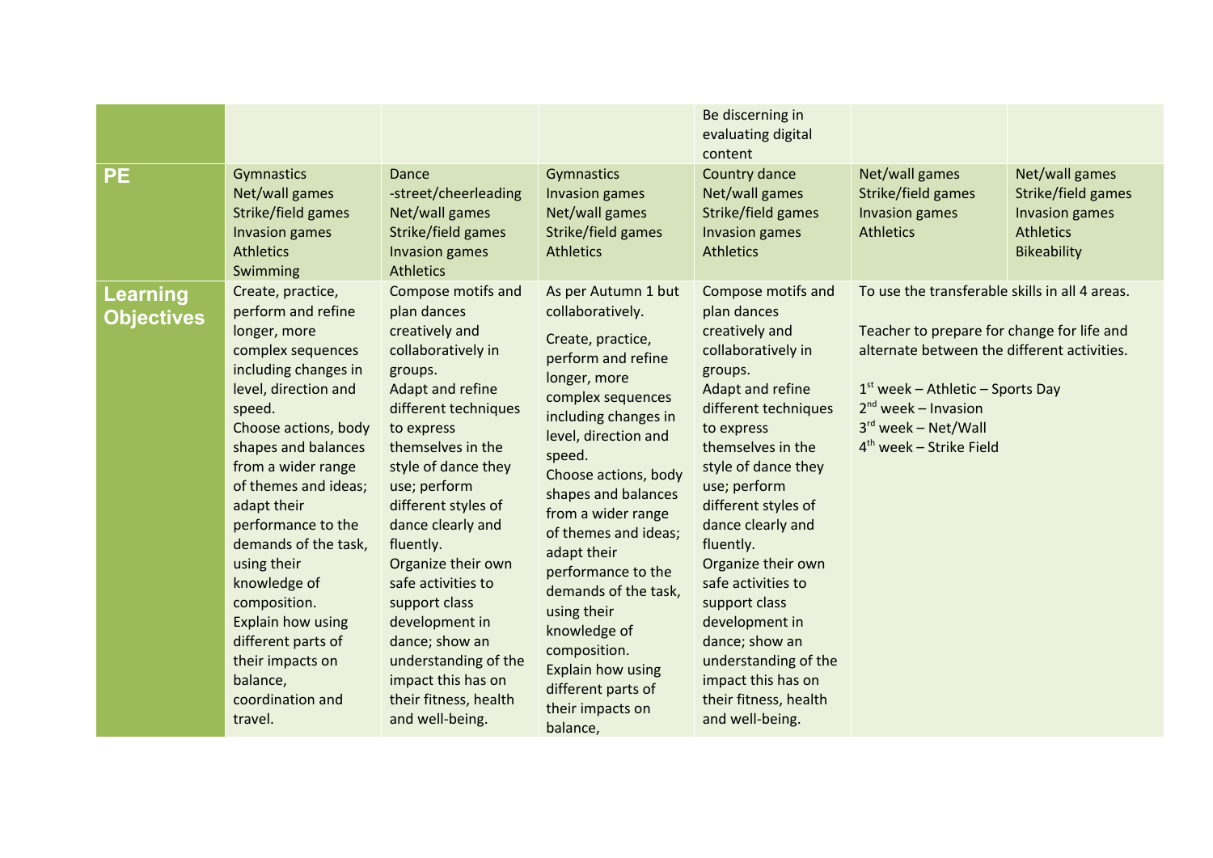| | | | | | | |
|---|---|---|---|---|---|---|
| | | | | Be discerning in evaluating digital content | | |
| **PE** | Gymnastics<br>Net/wall games<br>Strike/field games<br>Invasion games<br>Athletics<br>Swimming | Dance<br>-street/cheerleading<br>Net/wall games<br>Strike/field games<br>Invasion games<br>Athletics | Gymnastics<br>Invasion games<br>Net/wall games<br>Strike/field games<br>Athletics | Country dance<br>Net/wall games<br>Strike/field games<br>Invasion games<br>Athletics | Net/wall games<br>Strike/field games<br>Invasion games<br>Athletics | Net/wall games<br>Strike/field games<br>Invasion games<br>Athletics<br>Bikeability |
| **Learning Objectives** | Create, practice, perform and refine longer, more complex sequences including changes in level, direction and speed.<br>Choose actions, body shapes and balances from a wider range of themes and ideas; adapt their performance to the demands of the task, using their knowledge of composition.<br>Explain how using different parts of their impacts on balance, coordination and travel. | Compose motifs and plan dances creatively and collaboratively in groups.<br>Adapt and refine different techniques to express themselves in the style of dance they use; perform different styles of dance clearly and fluently.<br>Organize their own safe activities to support class development in dance; show an understanding of the impact this has on their fitness, health and well-being. | As per Autumn 1 but collaboratively.<br>Create, practice, perform and refine longer, more complex sequences including changes in level, direction and speed.<br>Choose actions, body shapes and balances from a wider range of themes and ideas; adapt their performance to the demands of the task, using their knowledge of composition.<br>Explain how using different parts of their impacts on balance, | Compose motifs and plan dances creatively and collaboratively in groups.<br>Adapt and refine different techniques to express themselves in the style of dance they use; perform different styles of dance clearly and fluently.<br>Organize their own safe activities to support class development in dance; show an understanding of the impact this has on their fitness, health and well-being. | To use the transferable skills in all 4 areas.<br><br>Teacher to prepare for change for life and alternate between the different activities.<br><br>1st week – Athletic – Sports Day<br>2nd week – Invasion<br>3rd week – Net/Wall<br>4th week – Strike Field | |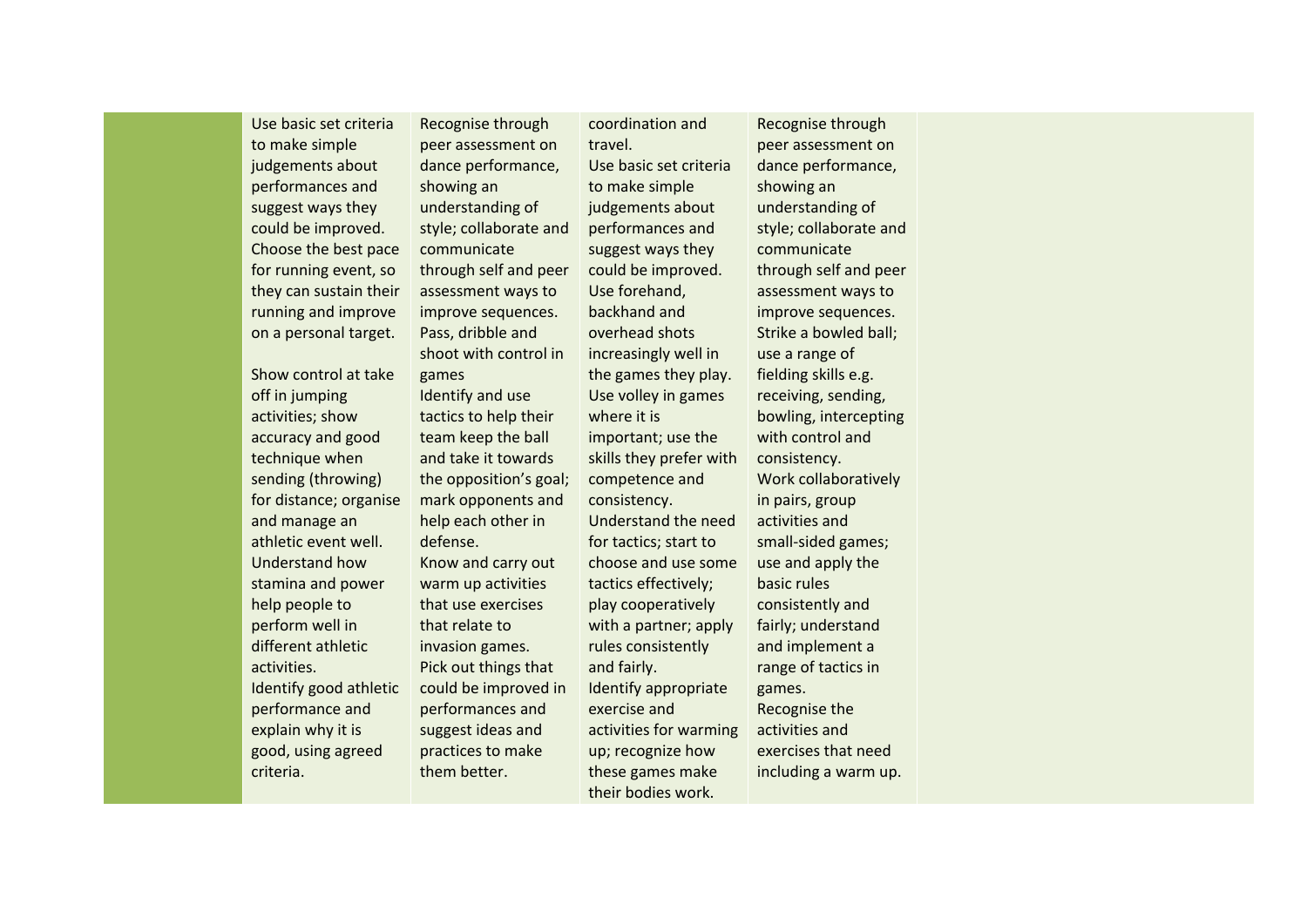| | | | | | |
|---|---|---|---|---|---|
| | Use basic set criteria to make simple judgements about performances and suggest ways they could be improved. Choose the best pace for running event, so they can sustain their running and improve on a personal target.<br><br>Show control at take off in jumping activities; show accuracy and good technique when sending (throwing) for distance; organise and manage an athletic event well. Understand how stamina and power help people to perform well in different athletic activities. Identify good athletic performance and explain why it is good, using agreed criteria. | Recognise through peer assessment on dance performance, showing an understanding of style; collaborate and communicate through self and peer assessment ways to improve sequences. Pass, dribble and shoot with control in games Identify and use tactics to help their team keep the ball and take it towards the opposition's goal; mark opponents and help each other in defense. Know and carry out warm up activities that use exercises that relate to invasion games. Pick out things that could be improved in performances and suggest ideas and practices to make them better. | coordination and travel. Use basic set criteria to make simple judgements about performances and suggest ways they could be improved. Use forehand, backhand and overhead shots increasingly well in the games they play. Use volley in games where it is important; use the skills they prefer with competence and consistency. Understand the need for tactics; start to choose and use some tactics effectively; play cooperatively with a partner; apply rules consistently and fairly. Identify appropriate exercise and activities for warming up; recognize how these games make their bodies work. | Recognise through peer assessment on dance performance, showing an understanding of style; collaborate and communicate through self and peer assessment ways to improve sequences. Strike a bowled ball; use a range of fielding skills e.g. receiving, sending, bowling, intercepting with control and consistency. Work collaboratively in pairs, group activities and small-sided games; use and apply the basic rules consistently and fairly; understand and implement a range of tactics in games. Recognise the activities and exercises that need including a warm up. | |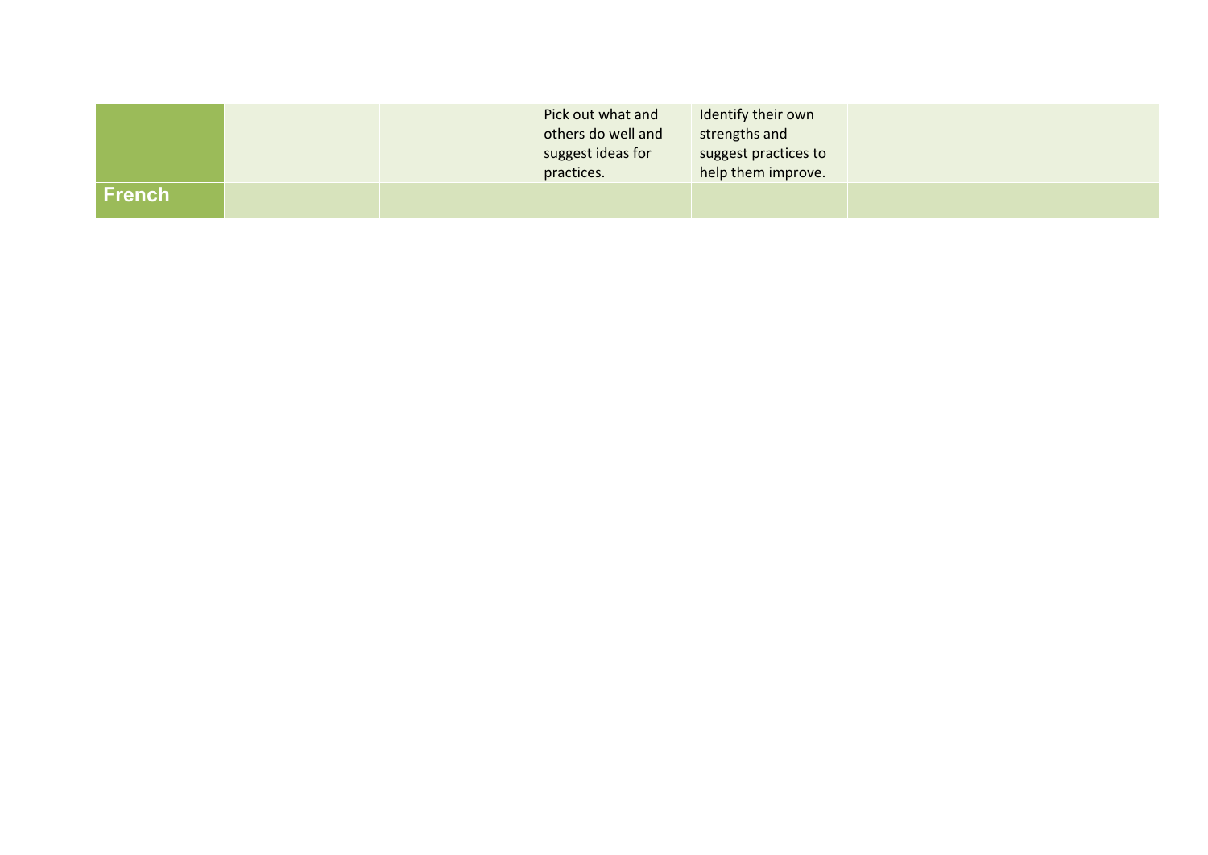| | | | | | | |
|---|---|---|---|---|---|---|
| | | | Pick out what and others do well and suggest ideas for practices. | Identify their own strengths and suggest practices to help them improve. | | |
| **French** | | | | | | |